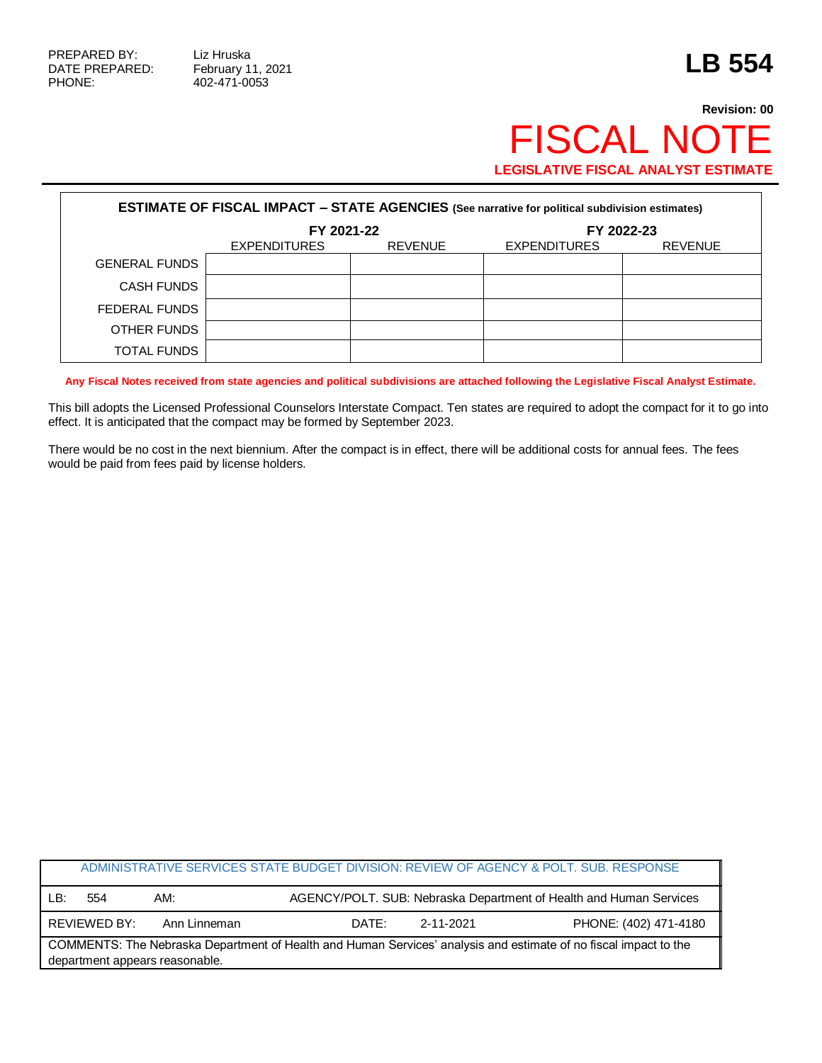PREPARED BY: Liz Hruska
DATE PREPARED: February 11, 2021
PHONE: 402-471-0053

# LB 554

**Revision: 00**

# FISCAL NOTE

**LEGISLATIVE FISCAL ANALYST ESTIMATE**

| ESTIMATE OF FISCAL IMPACT – STATE AGENCIES (See narrative for political subdivision estimates) | | | | |
|---|---|---|---|---|
| | FY 2021-22 | | FY 2022-23 | |
| | EXPENDITURES | REVENUE | EXPENDITURES | REVENUE |
| GENERAL FUNDS | | | | |
| CASH FUNDS | | | | |
| FEDERAL FUNDS | | | | |
| OTHER FUNDS | | | | |
| TOTAL FUNDS | | | | |

**Any Fiscal Notes received from state agencies and political subdivisions are attached following the Legislative Fiscal Analyst Estimate.**

This bill adopts the Licensed Professional Counselors Interstate Compact. Ten states are required to adopt the compact for it to go into effect. It is anticipated that the compact may be formed by September 2023.

There would be no cost in the next biennium. After the compact is in effect, there will be additional costs for annual fees. The fees would be paid from fees paid by license holders.

| ADMINISTRATIVE SERVICES STATE BUDGET DIVISION: REVIEW OF AGENCY & POLT. SUB. RESPONSE | | | | |
|---|---|---|---|---|
| LB: 554 | AM: | AGENCY/POLT. SUB: Nebraska Department of Health and Human Services | | |
| REVIEWED BY: Ann Linneman | | DATE: 2-11-2021 | | PHONE: (402) 471-4180 |
| COMMENTS: The Nebraska Department of Health and Human Services' analysis and estimate of no fiscal impact to the department appears reasonable. | | | | |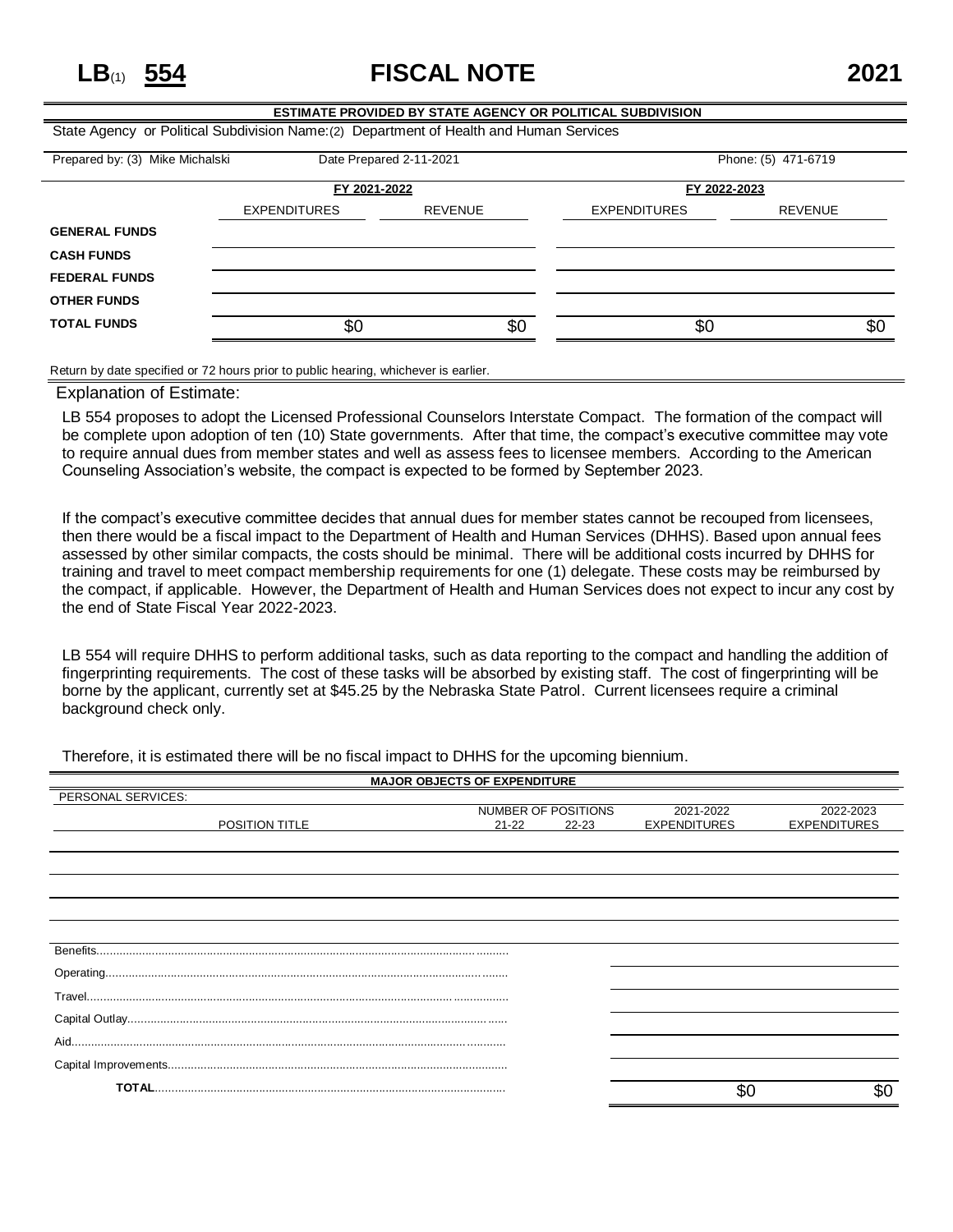# LB(1) 554 FISCAL NOTE 2021

**ESTIMATE PROVIDED BY STATE AGENCY OR POLITICAL SUBDIVISION**

State Agency or Political Subdivision Name:(2) Department of Health and Human Services

Prepared by: (3) Mike Michalski Date Prepared 2-11-2021 Phone: (5) 471-6719

| | FY 2021-2022 | | FY 2022-2023 | |
|---|---|---|---|---|
| | EXPENDITURES | REVENUE | EXPENDITURES | REVENUE |
| **GENERAL FUNDS** | | | | |
| **CASH FUNDS** | | | | |
| **FEDERAL FUNDS** | | | | |
| **OTHER FUNDS** | | | | |
| **TOTAL FUNDS** | $0 | $0 | $0 | $0 |

Return by date specified or 72 hours prior to public hearing, whichever is earlier.

Explanation of Estimate:

LB 554 proposes to adopt the Licensed Professional Counselors Interstate Compact. The formation of the compact will be complete upon adoption of ten (10) State governments. After that time, the compact's executive committee may vote to require annual dues from member states and well as assess fees to licensee members. According to the American Counseling Association's website, the compact is expected to be formed by September 2023.

If the compact's executive committee decides that annual dues for member states cannot be recouped from licensees, then there would be a fiscal impact to the Department of Health and Human Services (DHHS). Based upon annual fees assessed by other similar compacts, the costs should be minimal. There will be additional costs incurred by DHHS for training and travel to meet compact membership requirements for one (1) delegate. These costs may be reimbursed by the compact, if applicable. However, the Department of Health and Human Services does not expect to incur any cost by the end of State Fiscal Year 2022-2023.

LB 554 will require DHHS to perform additional tasks, such as data reporting to the compact and handling the addition of fingerprinting requirements. The cost of these tasks will be absorbed by existing staff. The cost of fingerprinting will be borne by the applicant, currently set at $45.25 by the Nebraska State Patrol. Current licensees require a criminal background check only.

Therefore, it is estimated there will be no fiscal impact to DHHS for the upcoming biennium.

**MAJOR OBJECTS OF EXPENDITURE**

PERSONAL SERVICES:

| POSITION TITLE | NUMBER OF POSITIONS 21-22 | NUMBER OF POSITIONS 22-23 | 2021-2022 EXPENDITURES | 2022-2023 EXPENDITURES |
|---|---|---|---|---|
| | | | | |
| Benefits | | | | |
| Operating | | | | |
| Travel | | | | |
| Capital Outlay | | | | |
| Aid | | | | |
| Capital Improvements | | | | |
| **TOTAL** | | | $0 | $0 |